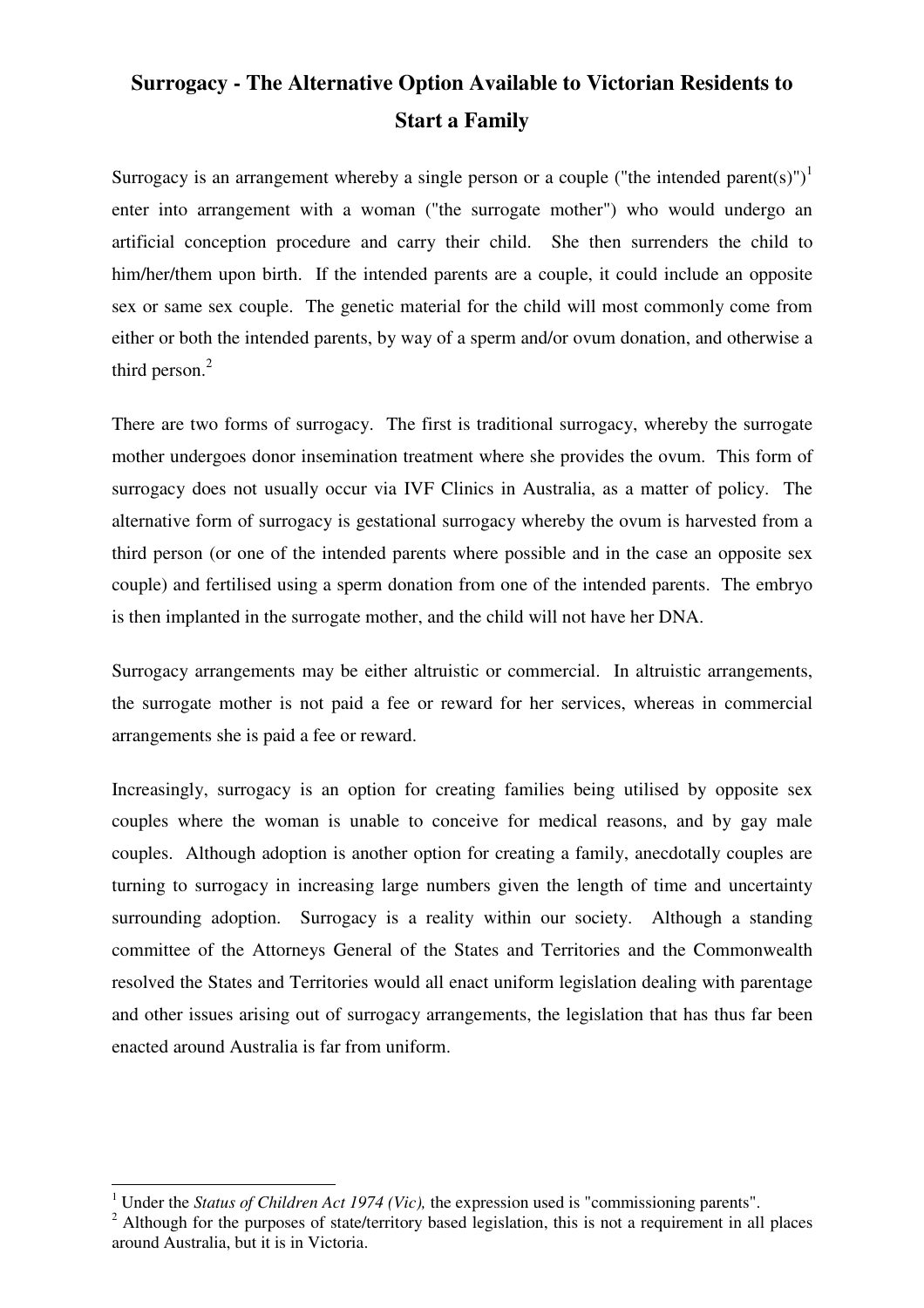# Surrogacy - The Alternative Option Available to Victorian Residents to Start a Family

Surrogacy is an arrangement whereby a single person or a couple ("the intended parent(s)")[1] enter into arrangement with a woman ("the surrogate mother") who would undergo an artificial conception procedure and carry their child. She then surrenders the child to him/her/them upon birth. If the intended parents are a couple, it could include an opposite sex or same sex couple. The genetic material for the child will most commonly come from either or both the intended parents, by way of a sperm and/or ovum donation, and otherwise a third person.[2]

There are two forms of surrogacy. The first is traditional surrogacy, whereby the surrogate mother undergoes donor insemination treatment where she provides the ovum. This form of surrogacy does not usually occur via IVF Clinics in Australia, as a matter of policy. The alternative form of surrogacy is gestational surrogacy whereby the ovum is harvested from a third person (or one of the intended parents where possible and in the case an opposite sex couple) and fertilised using a sperm donation from one of the intended parents. The embryo is then implanted in the surrogate mother, and the child will not have her DNA.

Surrogacy arrangements may be either altruistic or commercial. In altruistic arrangements, the surrogate mother is not paid a fee or reward for her services, whereas in commercial arrangements she is paid a fee or reward.

Increasingly, surrogacy is an option for creating families being utilised by opposite sex couples where the woman is unable to conceive for medical reasons, and by gay male couples. Although adoption is another option for creating a family, anecdotally couples are turning to surrogacy in increasing large numbers given the length of time and uncertainty surrounding adoption. Surrogacy is a reality within our society. Although a standing committee of the Attorneys General of the States and Territories and the Commonwealth resolved the States and Territories would all enact uniform legislation dealing with parentage and other issues arising out of surrogacy arrangements, the legislation that has thus far been enacted around Australia is far from uniform.

---

[1] Under the *Status of Children Act 1974 (Vic),* the expression used is "commissioning parents".

[2] Although for the purposes of state/territory based legislation, this is not a requirement in all places around Australia, but it is in Victoria.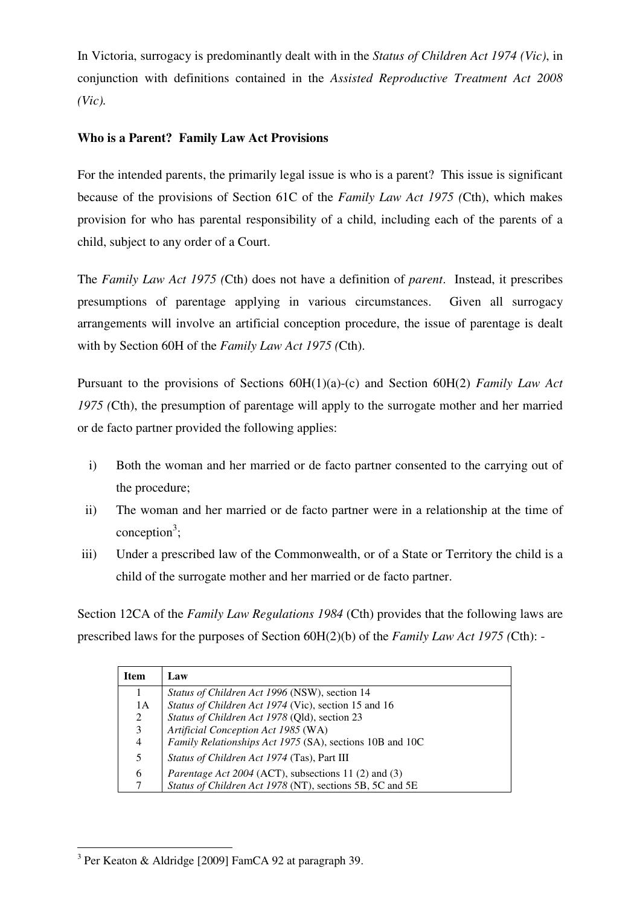In Victoria, surrogacy is predominantly dealt with in the *Status of Children Act 1974 (Vic)*, in conjunction with definitions contained in the *Assisted Reproductive Treatment Act 2008 (Vic).*

**Who is a Parent? Family Law Act Provisions**

For the intended parents, the primarily legal issue is who is a parent? This issue is significant because of the provisions of Section 61C of the *Family Law Act 1975 (*Cth), which makes provision for who has parental responsibility of a child, including each of the parents of a child, subject to any order of a Court.

The *Family Law Act 1975 (*Cth) does not have a definition of *parent*. Instead, it prescribes presumptions of parentage applying in various circumstances. Given all surrogacy arrangements will involve an artificial conception procedure, the issue of parentage is dealt with by Section 60H of the *Family Law Act 1975 (*Cth).

Pursuant to the provisions of Sections 60H(1)(a)-(c) and Section 60H(2) *Family Law Act 1975 (*Cth), the presumption of parentage will apply to the surrogate mother and her married or de facto partner provided the following applies:

i) Both the woman and her married or de facto partner consented to the carrying out of the procedure;

ii) The woman and her married or de facto partner were in a relationship at the time of conception[3];

iii) Under a prescribed law of the Commonwealth, or of a State or Territory the child is a child of the surrogate mother and her married or de facto partner.

Section 12CA of the *Family Law Regulations 1984* (Cth) provides that the following laws are prescribed laws for the purposes of Section 60H(2)(b) of the *Family Law Act 1975 (*Cth): -

| Item | Law |
|---|---|
| 1 | *Status of Children Act 1996* (NSW), section 14 |
| 1A | *Status of Children Act 1974* (Vic), section 15 and 16 |
| 2 | *Status of Children Act 1978* (Qld), section 23 |
| 3 | *Artificial Conception Act 1985* (WA) |
| 4 | *Family Relationships Act 1975* (SA), sections 10B and 10C |
| 5 | *Status of Children Act 1974* (Tas), Part III |
| 6 | *Parentage Act 2004* (ACT), subsections 11 (2) and (3) |
| 7 | *Status of Children Act 1978* (NT), sections 5B, 5C and 5E |

[3] Per Keaton & Aldridge [2009] FamCA 92 at paragraph 39.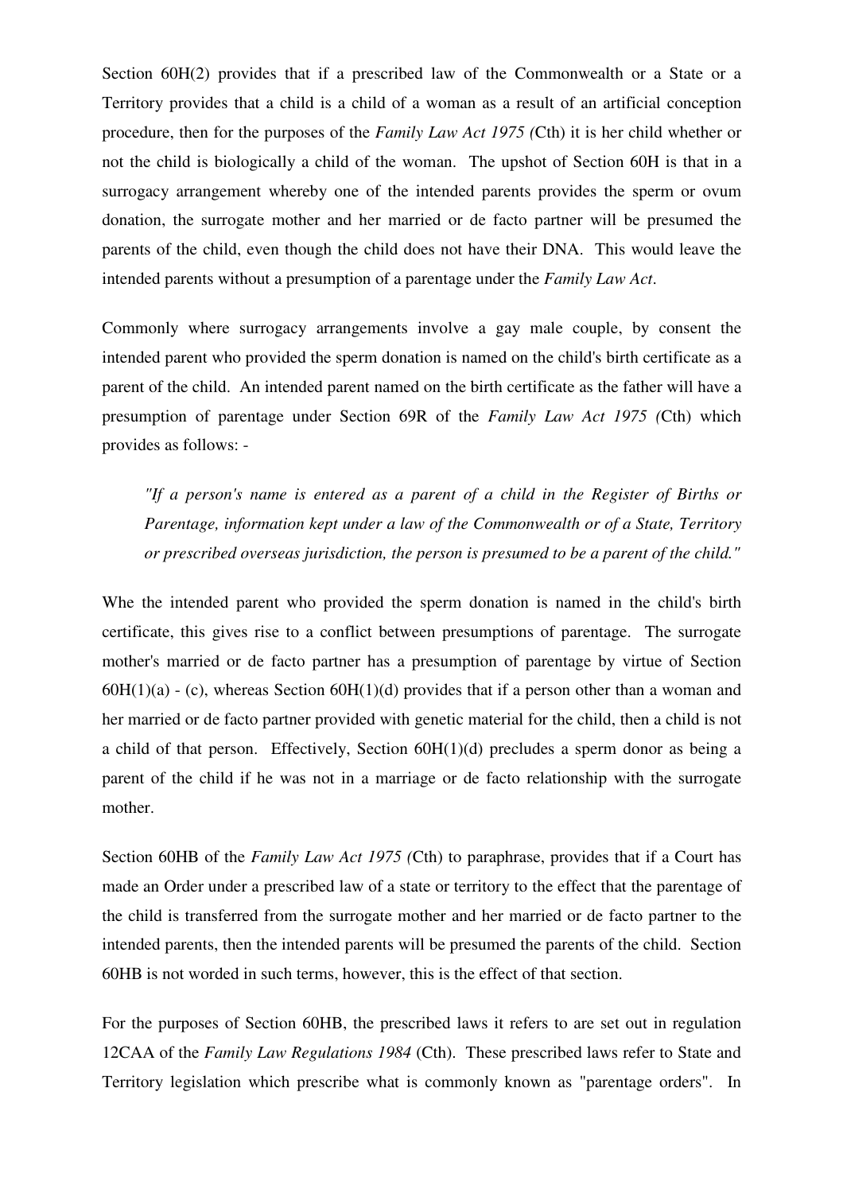Section 60H(2) provides that if a prescribed law of the Commonwealth or a State or a Territory provides that a child is a child of a woman as a result of an artificial conception procedure, then for the purposes of the *Family Law Act 1975 (*Cth) it is her child whether or not the child is biologically a child of the woman. The upshot of Section 60H is that in a surrogacy arrangement whereby one of the intended parents provides the sperm or ovum donation, the surrogate mother and her married or de facto partner will be presumed the parents of the child, even though the child does not have their DNA. This would leave the intended parents without a presumption of a parentage under the *Family Law Act*.

Commonly where surrogacy arrangements involve a gay male couple, by consent the intended parent who provided the sperm donation is named on the child's birth certificate as a parent of the child. An intended parent named on the birth certificate as the father will have a presumption of parentage under Section 69R of the *Family Law Act 1975 (*Cth) which provides as follows: -

> *"If a person's name is entered as a parent of a child in the Register of Births or Parentage, information kept under a law of the Commonwealth or of a State, Territory or prescribed overseas jurisdiction, the person is presumed to be a parent of the child."*

Whe the intended parent who provided the sperm donation is named in the child's birth certificate, this gives rise to a conflict between presumptions of parentage. The surrogate mother's married or de facto partner has a presumption of parentage by virtue of Section 60H(1)(a) - (c), whereas Section 60H(1)(d) provides that if a person other than a woman and her married or de facto partner provided with genetic material for the child, then a child is not a child of that person. Effectively, Section 60H(1)(d) precludes a sperm donor as being a parent of the child if he was not in a marriage or de facto relationship with the surrogate mother.

Section 60HB of the *Family Law Act 1975 (*Cth) to paraphrase, provides that if a Court has made an Order under a prescribed law of a state or territory to the effect that the parentage of the child is transferred from the surrogate mother and her married or de facto partner to the intended parents, then the intended parents will be presumed the parents of the child. Section 60HB is not worded in such terms, however, this is the effect of that section.

For the purposes of Section 60HB, the prescribed laws it refers to are set out in regulation 12CAA of the *Family Law Regulations 1984* (Cth). These prescribed laws refer to State and Territory legislation which prescribe what is commonly known as "parentage orders". In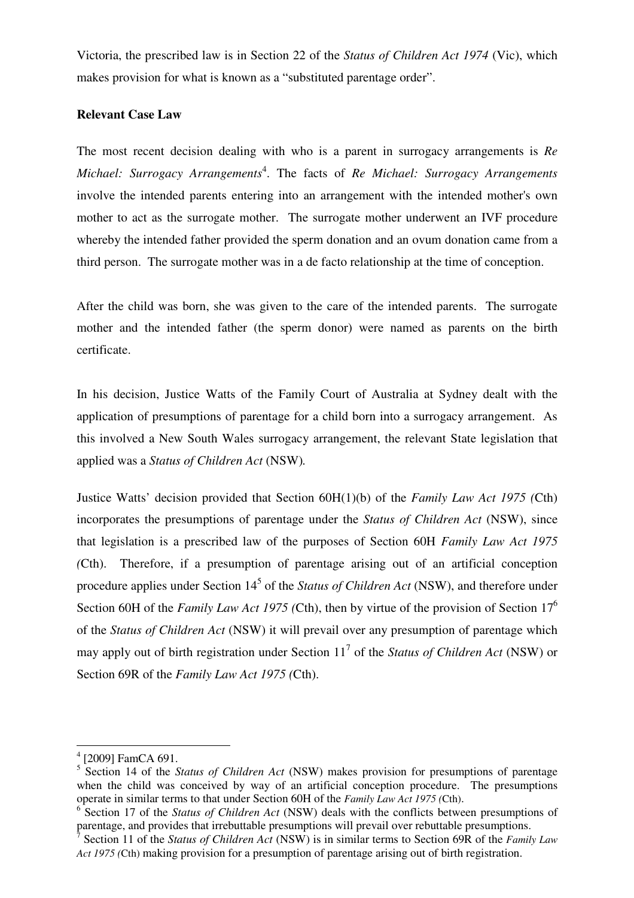Victoria, the prescribed law is in Section 22 of the *Status of Children Act 1974* (Vic), which makes provision for what is known as a "substituted parentage order".

**Relevant Case Law**

The most recent decision dealing with who is a parent in surrogacy arrangements is *Re Michael: Surrogacy Arrangements*[4]. The facts of *Re Michael: Surrogacy Arrangements* involve the intended parents entering into an arrangement with the intended mother's own mother to act as the surrogate mother. The surrogate mother underwent an IVF procedure whereby the intended father provided the sperm donation and an ovum donation came from a third person. The surrogate mother was in a de facto relationship at the time of conception.

After the child was born, she was given to the care of the intended parents. The surrogate mother and the intended father (the sperm donor) were named as parents on the birth certificate.

In his decision, Justice Watts of the Family Court of Australia at Sydney dealt with the application of presumptions of parentage for a child born into a surrogacy arrangement. As this involved a New South Wales surrogacy arrangement, the relevant State legislation that applied was a *Status of Children Act* (NSW).

Justice Watts' decision provided that Section 60H(1)(b) of the *Family Law Act 1975 (*Cth) incorporates the presumptions of parentage under the *Status of Children Act* (NSW), since that legislation is a prescribed law of the purposes of Section 60H *Family Law Act 1975 (*Cth). Therefore, if a presumption of parentage arising out of an artificial conception procedure applies under Section 14[5] of the *Status of Children Act* (NSW), and therefore under Section 60H of the *Family Law Act 1975 (*Cth), then by virtue of the provision of Section 17[6] of the *Status of Children Act* (NSW) it will prevail over any presumption of parentage which may apply out of birth registration under Section 11[7] of the *Status of Children Act* (NSW) or Section 69R of the *Family Law Act 1975 (*Cth).

---

[4] [2009] FamCA 691.

[5] Section 14 of the *Status of Children Act* (NSW) makes provision for presumptions of parentage when the child was conceived by way of an artificial conception procedure. The presumptions operate in similar terms to that under Section 60H of the *Family Law Act 1975 (*Cth).

[6] Section 17 of the *Status of Children Act* (NSW) deals with the conflicts between presumptions of parentage, and provides that irrebuttable presumptions will prevail over rebuttable presumptions.

[7] Section 11 of the *Status of Children Act* (NSW) is in similar terms to Section 69R of the *Family Law Act 1975 (*Cth) making provision for a presumption of parentage arising out of birth registration.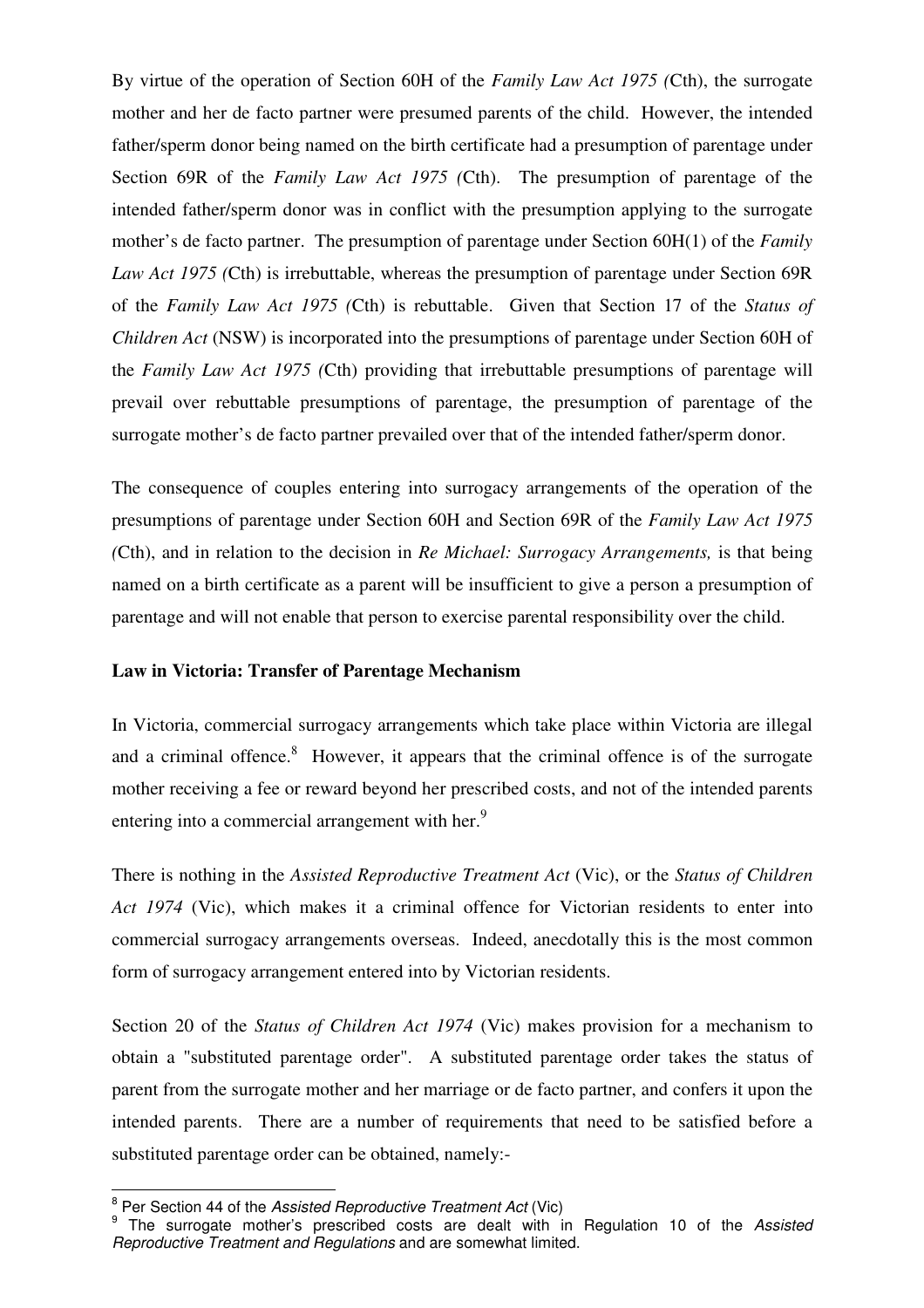By virtue of the operation of Section 60H of the *Family Law Act 1975 (*Cth), the surrogate mother and her de facto partner were presumed parents of the child. However, the intended father/sperm donor being named on the birth certificate had a presumption of parentage under Section 69R of the *Family Law Act 1975 (*Cth). The presumption of parentage of the intended father/sperm donor was in conflict with the presumption applying to the surrogate mother's de facto partner. The presumption of parentage under Section 60H(1) of the *Family Law Act 1975 (*Cth) is irrebuttable, whereas the presumption of parentage under Section 69R of the *Family Law Act 1975 (*Cth) is rebuttable. Given that Section 17 of the *Status of Children Act* (NSW) is incorporated into the presumptions of parentage under Section 60H of the *Family Law Act 1975 (*Cth) providing that irrebuttable presumptions of parentage will prevail over rebuttable presumptions of parentage, the presumption of parentage of the surrogate mother's de facto partner prevailed over that of the intended father/sperm donor.

The consequence of couples entering into surrogacy arrangements of the operation of the presumptions of parentage under Section 60H and Section 69R of the *Family Law Act 1975 (*Cth), and in relation to the decision in *Re Michael: Surrogacy Arrangements,* is that being named on a birth certificate as a parent will be insufficient to give a person a presumption of parentage and will not enable that person to exercise parental responsibility over the child.

**Law in Victoria: Transfer of Parentage Mechanism**

In Victoria, commercial surrogacy arrangements which take place within Victoria are illegal and a criminal offence.[8] However, it appears that the criminal offence is of the surrogate mother receiving a fee or reward beyond her prescribed costs, and not of the intended parents entering into a commercial arrangement with her.[9]

There is nothing in the *Assisted Reproductive Treatment Act* (Vic), or the *Status of Children Act 1974* (Vic), which makes it a criminal offence for Victorian residents to enter into commercial surrogacy arrangements overseas. Indeed, anecdotally this is the most common form of surrogacy arrangement entered into by Victorian residents.

Section 20 of the *Status of Children Act 1974* (Vic) makes provision for a mechanism to obtain a "substituted parentage order". A substituted parentage order takes the status of parent from the surrogate mother and her marriage or de facto partner, and confers it upon the intended parents. There are a number of requirements that need to be satisfied before a substituted parentage order can be obtained, namely:-

---

[8] Per Section 44 of the *Assisted Reproductive Treatment Act* (Vic)

[9] The surrogate mother's prescribed costs are dealt with in Regulation 10 of the *Assisted Reproductive Treatment and Regulations* and are somewhat limited.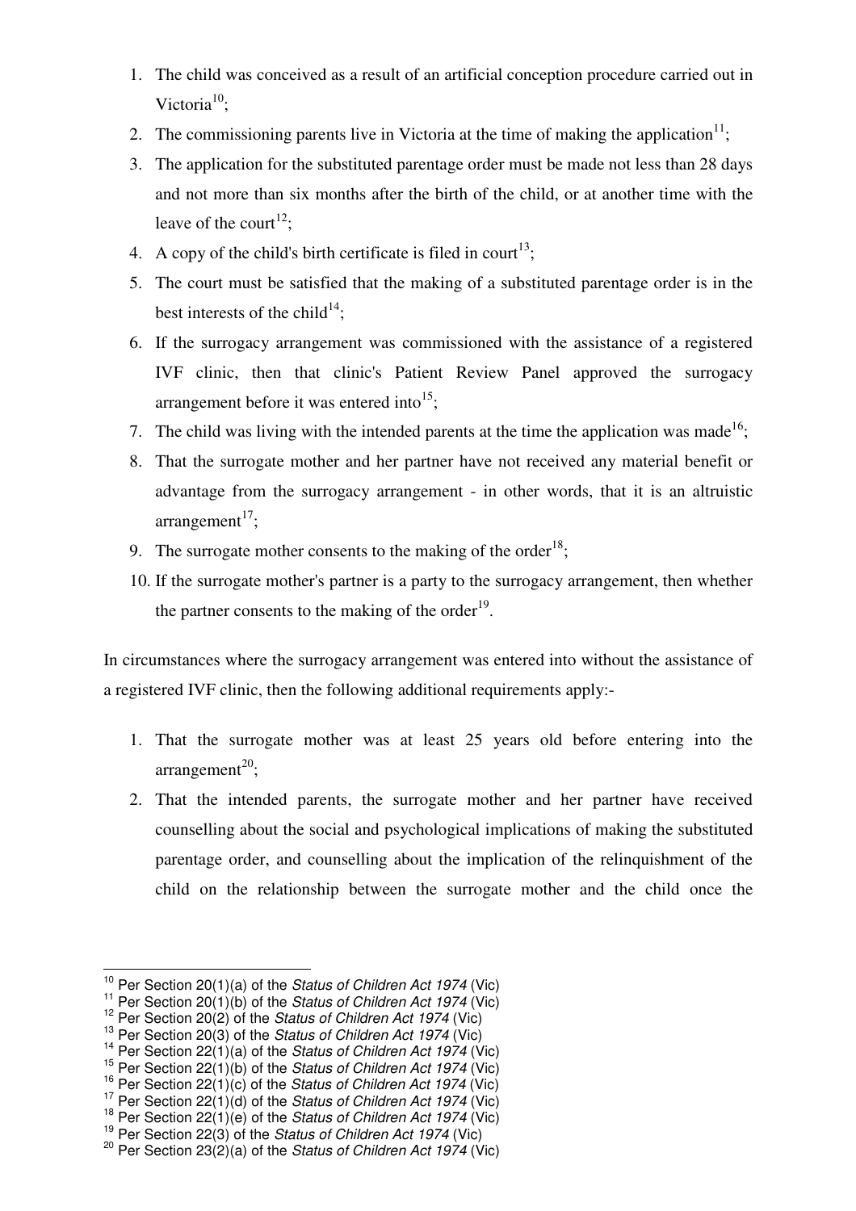1. The child was conceived as a result of an artificial conception procedure carried out in Victoria[10];
2. The commissioning parents live in Victoria at the time of making the application[11];
3. The application for the substituted parentage order must be made not less than 28 days and not more than six months after the birth of the child, or at another time with the leave of the court[12];
4. A copy of the child's birth certificate is filed in court[13];
5. The court must be satisfied that the making of a substituted parentage order is in the best interests of the child[14];
6. If the surrogacy arrangement was commissioned with the assistance of a registered IVF clinic, then that clinic's Patient Review Panel approved the surrogacy arrangement before it was entered into[15];
7. The child was living with the intended parents at the time the application was made[16];
8. That the surrogate mother and her partner have not received any material benefit or advantage from the surrogacy arrangement - in other words, that it is an altruistic arrangement[17];
9. The surrogate mother consents to the making of the order[18];
10. If the surrogate mother's partner is a party to the surrogacy arrangement, then whether the partner consents to the making of the order[19].

In circumstances where the surrogacy arrangement was entered into without the assistance of a registered IVF clinic, then the following additional requirements apply:-

1. That the surrogate mother was at least 25 years old before entering into the arrangement[20];
2. That the intended parents, the surrogate mother and her partner have received counselling about the social and psychological implications of making the substituted parentage order, and counselling about the implication of the relinquishment of the child on the relationship between the surrogate mother and the child once the

---

[10] Per Section 20(1)(a) of the *Status of Children Act 1974* (Vic)
[11] Per Section 20(1)(b) of the *Status of Children Act 1974* (Vic)
[12] Per Section 20(2) of the *Status of Children Act 1974* (Vic)
[13] Per Section 20(3) of the *Status of Children Act 1974* (Vic)
[14] Per Section 22(1)(a) of the *Status of Children Act 1974* (Vic)
[15] Per Section 22(1)(b) of the *Status of Children Act 1974* (Vic)
[16] Per Section 22(1)(c) of the *Status of Children Act 1974* (Vic)
[17] Per Section 22(1)(d) of the *Status of Children Act 1974* (Vic)
[18] Per Section 22(1)(e) of the *Status of Children Act 1974* (Vic)
[19] Per Section 22(3) of the *Status of Children Act 1974* (Vic)
[20] Per Section 23(2)(a) of the *Status of Children Act 1974* (Vic)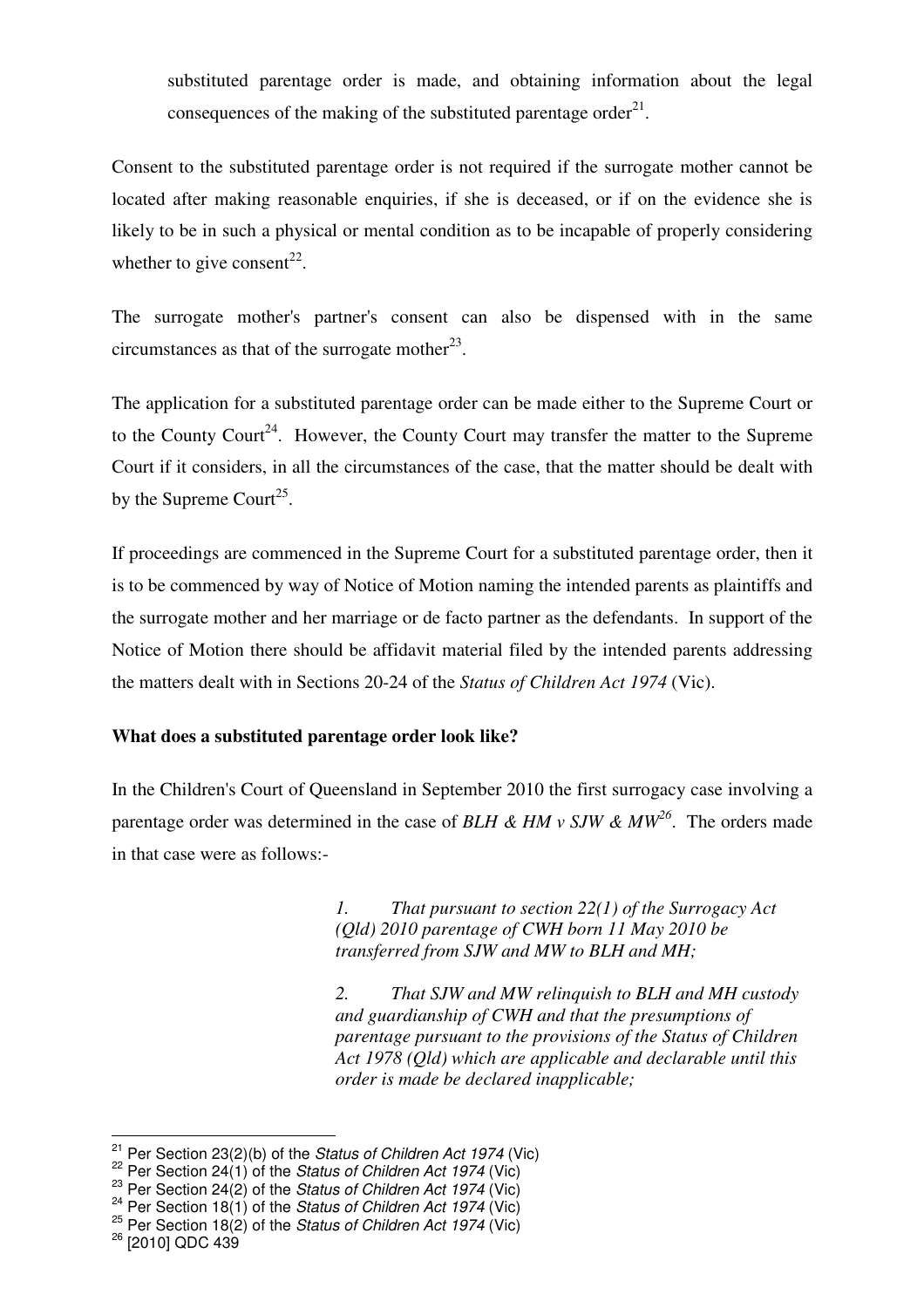substituted parentage order is made, and obtaining information about the legal consequences of the making of the substituted parentage order[21].

Consent to the substituted parentage order is not required if the surrogate mother cannot be located after making reasonable enquiries, if she is deceased, or if on the evidence she is likely to be in such a physical or mental condition as to be incapable of properly considering whether to give consent[22].

The surrogate mother's partner's consent can also be dispensed with in the same circumstances as that of the surrogate mother[23].

The application for a substituted parentage order can be made either to the Supreme Court or to the County Court[24]. However, the County Court may transfer the matter to the Supreme Court if it considers, in all the circumstances of the case, that the matter should be dealt with by the Supreme Court[25].

If proceedings are commenced in the Supreme Court for a substituted parentage order, then it is to be commenced by way of Notice of Motion naming the intended parents as plaintiffs and the surrogate mother and her marriage or de facto partner as the defendants. In support of the Notice of Motion there should be affidavit material filed by the intended parents addressing the matters dealt with in Sections 20-24 of the *Status of Children Act 1974* (Vic).

**What does a substituted parentage order look like?**

In the Children's Court of Queensland in September 2010 the first surrogacy case involving a parentage order was determined in the case of *BLH & HM v SJW & MW*[26]. The orders made in that case were as follows:-

> *1. That pursuant to section 22(1) of the Surrogacy Act (Qld) 2010 parentage of CWH born 11 May 2010 be transferred from SJW and MW to BLH and MH;*
>
> *2. That SJW and MW relinquish to BLH and MH custody and guardianship of CWH and that the presumptions of parentage pursuant to the provisions of the Status of Children Act 1978 (Qld) which are applicable and declarable until this order is made be declared inapplicable;*

---

[21] Per Section 23(2)(b) of the *Status of Children Act 1974* (Vic)
[22] Per Section 24(1) of the *Status of Children Act 1974* (Vic)
[23] Per Section 24(2) of the *Status of Children Act 1974* (Vic)
[24] Per Section 18(1) of the *Status of Children Act 1974* (Vic)
[25] Per Section 18(2) of the *Status of Children Act 1974* (Vic)
[26] [2010] QDC 439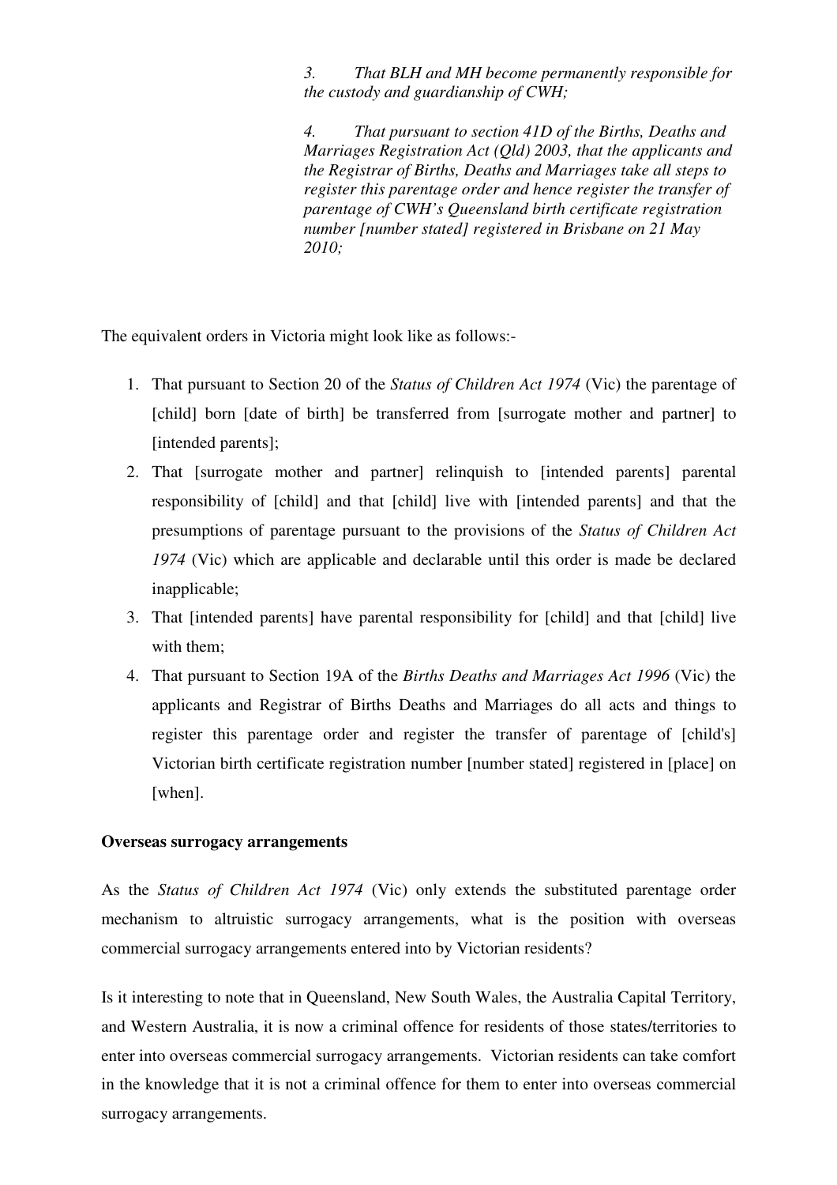> *3. That BLH and MH become permanently responsible for the custody and guardianship of CWH;*
>
> *4. That pursuant to section 41D of the Births, Deaths and Marriages Registration Act (Qld) 2003, that the applicants and the Registrar of Births, Deaths and Marriages take all steps to register this parentage order and hence register the transfer of parentage of CWH's Queensland birth certificate registration number [number stated] registered in Brisbane on 21 May 2010;*

The equivalent orders in Victoria might look like as follows:-

1. That pursuant to Section 20 of the *Status of Children Act 1974* (Vic) the parentage of [child] born [date of birth] be transferred from [surrogate mother and partner] to [intended parents];
2. That [surrogate mother and partner] relinquish to [intended parents] parental responsibility of [child] and that [child] live with [intended parents] and that the presumptions of parentage pursuant to the provisions of the *Status of Children Act 1974* (Vic) which are applicable and declarable until this order is made be declared inapplicable;
3. That [intended parents] have parental responsibility for [child] and that [child] live with them;
4. That pursuant to Section 19A of the *Births Deaths and Marriages Act 1996* (Vic) the applicants and Registrar of Births Deaths and Marriages do all acts and things to register this parentage order and register the transfer of parentage of [child's] Victorian birth certificate registration number [number stated] registered in [place] on [when].

**Overseas surrogacy arrangements**

As the *Status of Children Act 1974* (Vic) only extends the substituted parentage order mechanism to altruistic surrogacy arrangements, what is the position with overseas commercial surrogacy arrangements entered into by Victorian residents?

Is it interesting to note that in Queensland, New South Wales, the Australia Capital Territory, and Western Australia, it is now a criminal offence for residents of those states/territories to enter into overseas commercial surrogacy arrangements. Victorian residents can take comfort in the knowledge that it is not a criminal offence for them to enter into overseas commercial surrogacy arrangements.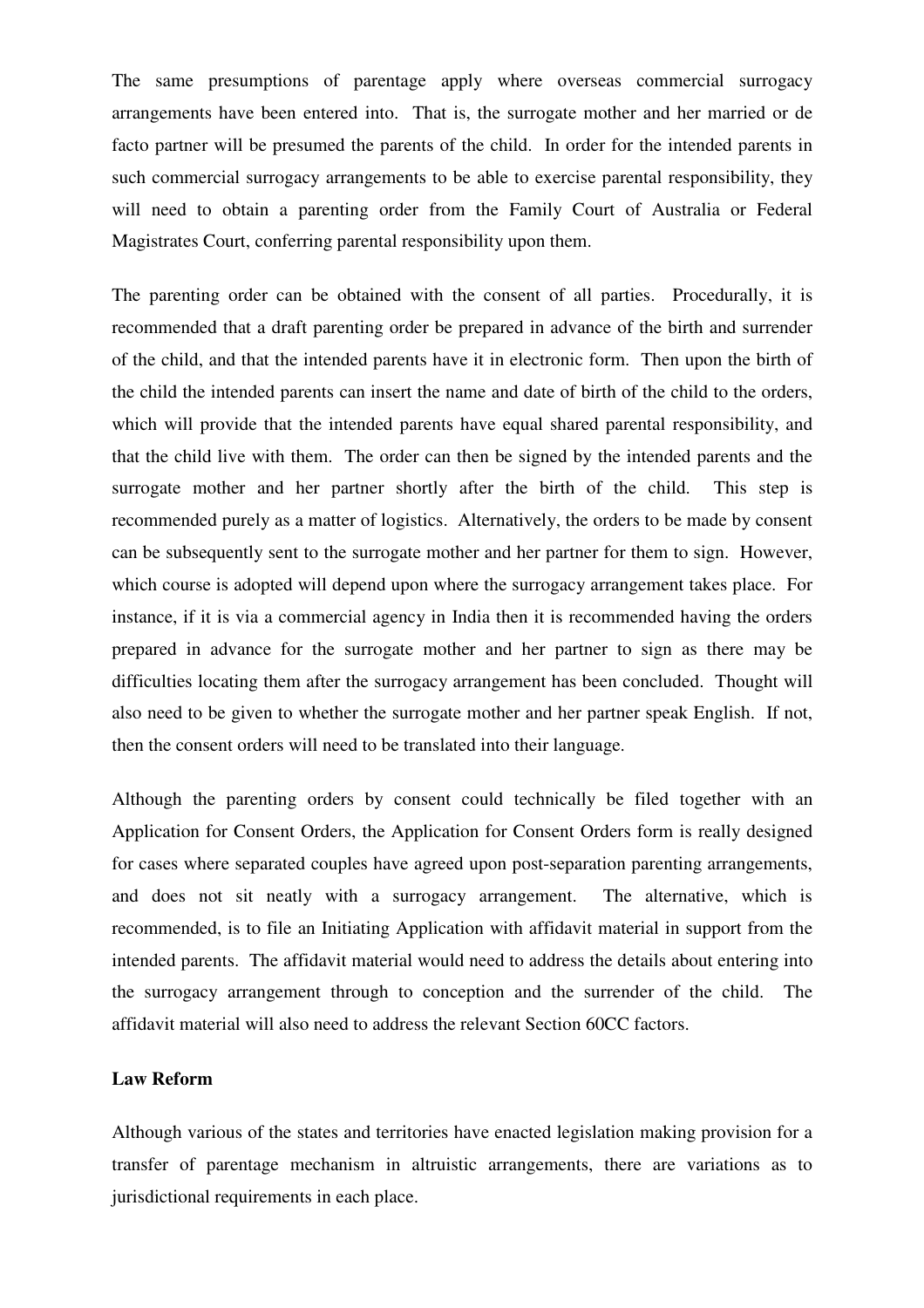The same presumptions of parentage apply where overseas commercial surrogacy arrangements have been entered into. That is, the surrogate mother and her married or de facto partner will be presumed the parents of the child. In order for the intended parents in such commercial surrogacy arrangements to be able to exercise parental responsibility, they will need to obtain a parenting order from the Family Court of Australia or Federal Magistrates Court, conferring parental responsibility upon them.

The parenting order can be obtained with the consent of all parties. Procedurally, it is recommended that a draft parenting order be prepared in advance of the birth and surrender of the child, and that the intended parents have it in electronic form. Then upon the birth of the child the intended parents can insert the name and date of birth of the child to the orders, which will provide that the intended parents have equal shared parental responsibility, and that the child live with them. The order can then be signed by the intended parents and the surrogate mother and her partner shortly after the birth of the child. This step is recommended purely as a matter of logistics. Alternatively, the orders to be made by consent can be subsequently sent to the surrogate mother and her partner for them to sign. However, which course is adopted will depend upon where the surrogacy arrangement takes place. For instance, if it is via a commercial agency in India then it is recommended having the orders prepared in advance for the surrogate mother and her partner to sign as there may be difficulties locating them after the surrogacy arrangement has been concluded. Thought will also need to be given to whether the surrogate mother and her partner speak English. If not, then the consent orders will need to be translated into their language.

Although the parenting orders by consent could technically be filed together with an Application for Consent Orders, the Application for Consent Orders form is really designed for cases where separated couples have agreed upon post-separation parenting arrangements, and does not sit neatly with a surrogacy arrangement. The alternative, which is recommended, is to file an Initiating Application with affidavit material in support from the intended parents. The affidavit material would need to address the details about entering into the surrogacy arrangement through to conception and the surrender of the child. The affidavit material will also need to address the relevant Section 60CC factors.

**Law Reform**

Although various of the states and territories have enacted legislation making provision for a transfer of parentage mechanism in altruistic arrangements, there are variations as to jurisdictional requirements in each place.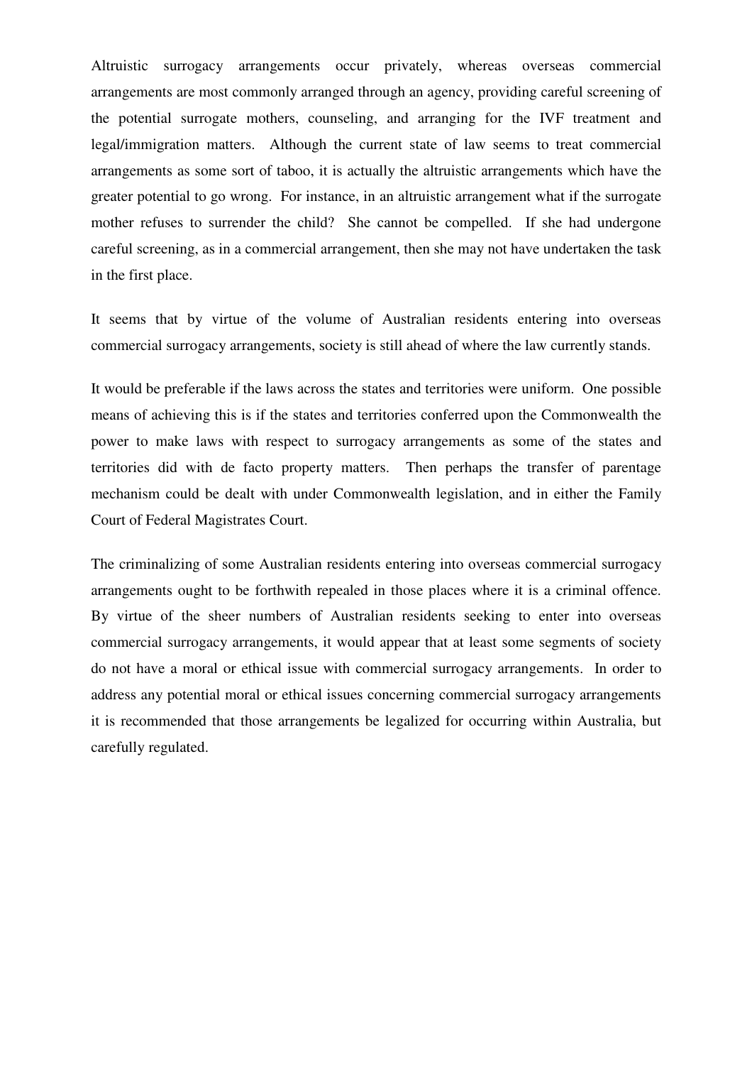Altruistic surrogacy arrangements occur privately, whereas overseas commercial arrangements are most commonly arranged through an agency, providing careful screening of the potential surrogate mothers, counseling, and arranging for the IVF treatment and legal/immigration matters. Although the current state of law seems to treat commercial arrangements as some sort of taboo, it is actually the altruistic arrangements which have the greater potential to go wrong. For instance, in an altruistic arrangement what if the surrogate mother refuses to surrender the child? She cannot be compelled. If she had undergone careful screening, as in a commercial arrangement, then she may not have undertaken the task in the first place.

It seems that by virtue of the volume of Australian residents entering into overseas commercial surrogacy arrangements, society is still ahead of where the law currently stands.

It would be preferable if the laws across the states and territories were uniform. One possible means of achieving this is if the states and territories conferred upon the Commonwealth the power to make laws with respect to surrogacy arrangements as some of the states and territories did with de facto property matters. Then perhaps the transfer of parentage mechanism could be dealt with under Commonwealth legislation, and in either the Family Court of Federal Magistrates Court.

The criminalizing of some Australian residents entering into overseas commercial surrogacy arrangements ought to be forthwith repealed in those places where it is a criminal offence. By virtue of the sheer numbers of Australian residents seeking to enter into overseas commercial surrogacy arrangements, it would appear that at least some segments of society do not have a moral or ethical issue with commercial surrogacy arrangements. In order to address any potential moral or ethical issues concerning commercial surrogacy arrangements it is recommended that those arrangements be legalized for occurring within Australia, but carefully regulated.